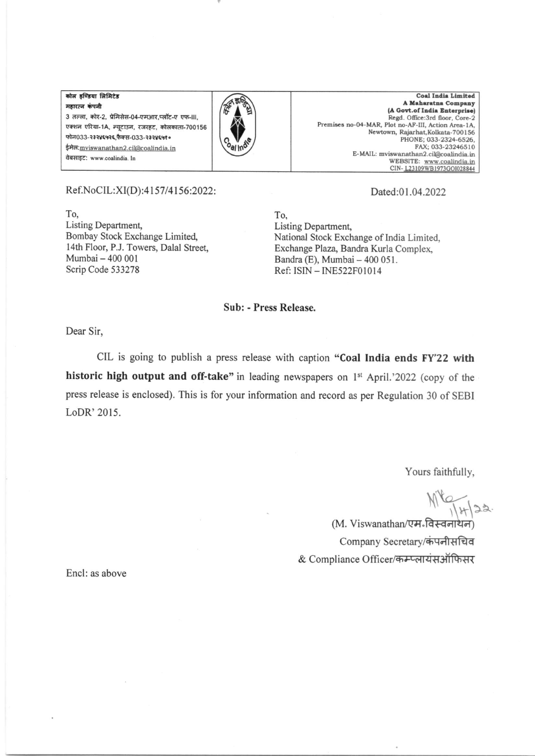| कोल इण्डिया लिमिटेड<br>महारत्न कंपनी<br>3 तल्ला, कोर-2, प्रेमिसेस-04-एमआर,प्लॉट-ए एफ-III,<br>एक्शन एरिया-1A, न्यूटाउन, रजरहट, कोलकाता-700156<br>फोन033-२३२४६५२६,फैक्स-033-२३२४६५१०<br>ईमेल:mviswanathan2.cil@coalindia.in<br>वेबसाइट: www.coalindia. In | | **Coal India Limited**<br>**A Maharatna Company**<br>**(A Govt.of India Enterprise)**<br>Regd. Office:3rd floor, Core-2<br>Premises no-04-MAR, Plot no-AF-III, Action Area-1A,<br>Newtown, Rajarhat,Kolkata-700156<br>PHONE; 033-2324-6526,<br>FAX; 033-23246510<br>E-MAIL: mviswanathan2.cil@coalindia.in<br>WEBSITE: www.coalindia.in<br>CIN- L23109WB1973GOI028844 |
|---|---|---|

Ref.NoCIL:XI(D):4157/4156:2022:

Dated:01.04.2022

To,
Listing Department,
Bombay Stock Exchange Limited,
14th Floor, P.J. Towers, Dalal Street,
Mumbai – 400 001
Scrip Code 533278

To,
Listing Department,
National Stock Exchange of India Limited,
Exchange Plaza, Bandra Kurla Complex,
Bandra (E), Mumbai – 400 051.
Ref: ISIN – INE522F01014

**Sub: - Press Release.**

Dear Sir,

CIL is going to publish a press release with caption **"Coal India ends FY'22 with historic high output and off-take"** in leading newspapers on 1st April.'2022 (copy of the press release is enclosed). This is for your information and record as per Regulation 30 of SEBI LoDR' 2015.

Yours faithfully,

(M. Viswanathan/एम.विस्वनाथन)
Company Secretary/कंपनीसचिव
& Compliance Officer/कम्प्लायंसऑफिसर

Encl: as above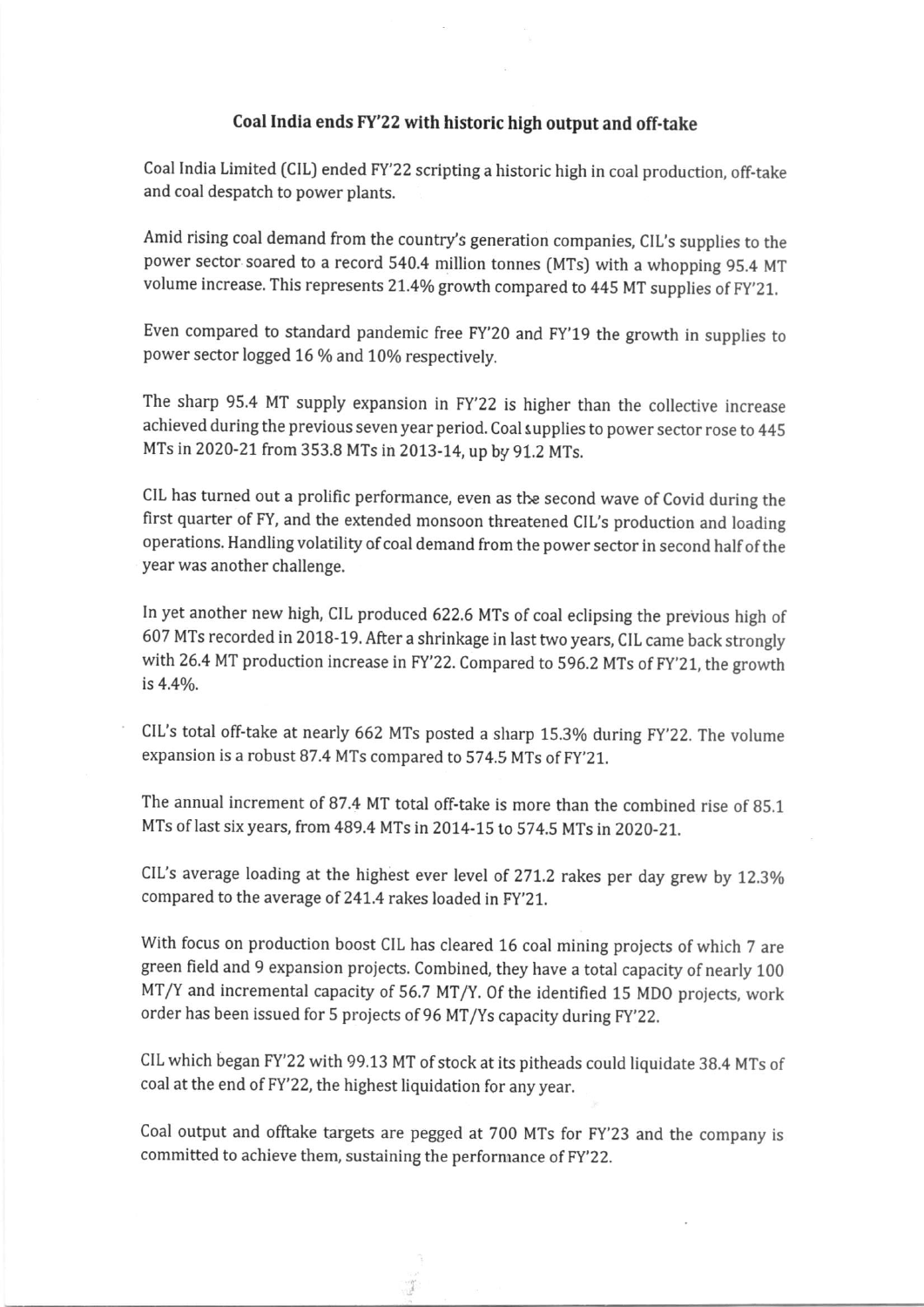# Coal India ends FY'22 with historic high output and off-take

Coal India Limited (CIL) ended FY'22 scripting a historic high in coal production, off-take and coal despatch to power plants.

Amid rising coal demand from the country's generation companies, CIL's supplies to the power sector soared to a record 540.4 million tonnes (MTs) with a whopping 95.4 MT volume increase. This represents 21.4% growth compared to 445 MT supplies of FY'21.

Even compared to standard pandemic free FY'20 and FY'19 the growth in supplies to power sector logged 16 % and 10% respectively.

The sharp 95.4 MT supply expansion in FY'22 is higher than the collective increase achieved during the previous seven year period. Coal supplies to power sector rose to 445 MTs in 2020-21 from 353.8 MTs in 2013-14, up by 91.2 MTs.

CIL has turned out a prolific performance, even as the second wave of Covid during the first quarter of FY, and the extended monsoon threatened CIL's production and loading operations. Handling volatility of coal demand from the power sector in second half of the year was another challenge.

In yet another new high, CIL produced 622.6 MTs of coal eclipsing the previous high of 607 MTs recorded in 2018-19. After a shrinkage in last two years, CIL came back strongly with 26.4 MT production increase in FY'22. Compared to 596.2 MTs of FY'21, the growth is 4.4%.

CIL's total off-take at nearly 662 MTs posted a sharp 15.3% during FY'22. The volume expansion is a robust 87.4 MTs compared to 574.5 MTs of FY'21.

The annual increment of 87.4 MT total off-take is more than the combined rise of 85.1 MTs of last six years, from 489.4 MTs in 2014-15 to 574.5 MTs in 2020-21.

CIL's average loading at the highest ever level of 271.2 rakes per day grew by 12.3% compared to the average of 241.4 rakes loaded in FY'21.

With focus on production boost CIL has cleared 16 coal mining projects of which 7 are green field and 9 expansion projects. Combined, they have a total capacity of nearly 100 MT/Y and incremental capacity of 56.7 MT/Y. Of the identified 15 MDO projects, work order has been issued for 5 projects of 96 MT/Ys capacity during FY'22.

CIL which began FY'22 with 99.13 MT of stock at its pitheads could liquidate 38.4 MTs of coal at the end of FY'22, the highest liquidation for any year.

Coal output and offtake targets are pegged at 700 MTs for FY'23 and the company is committed to achieve them, sustaining the performance of FY'22.